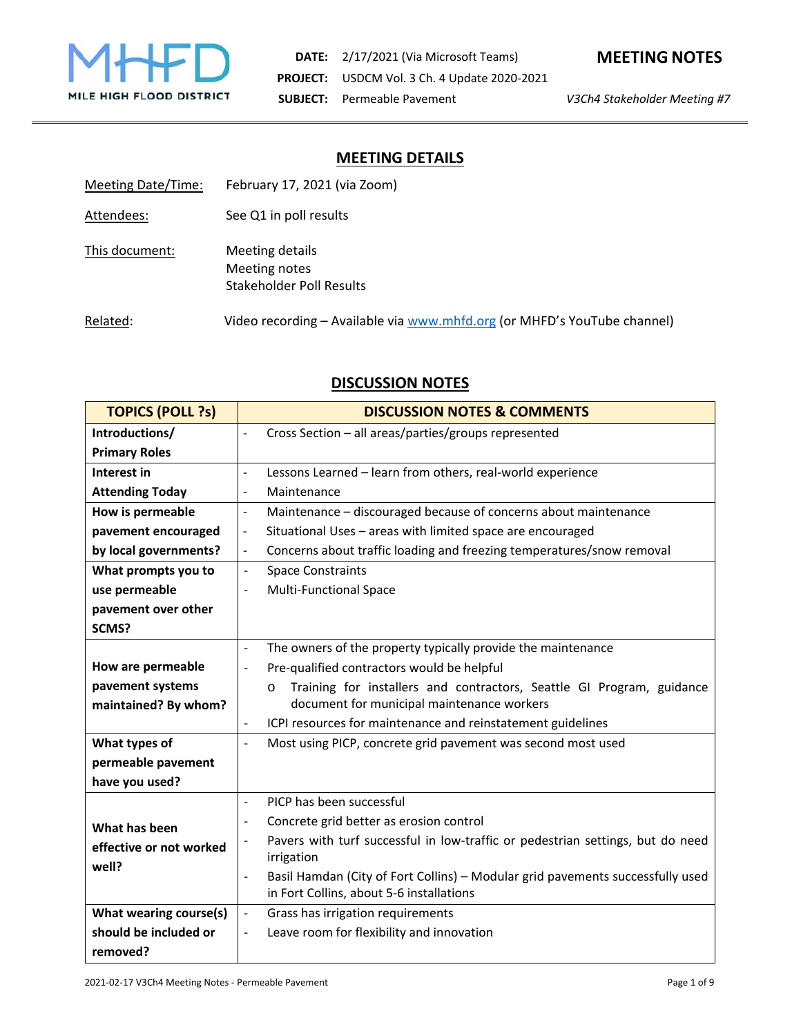MILE HIGH FLOOD DISTRICT

**DATE:** 2/17/2021 (Via Microsoft Teams)
**PROJECT:** USDCM Vol. 3 Ch. 4 Update 2020-2021
**SUBJECT:** Permeable Pavement

**MEETING NOTES**

*V3Ch4 Stakeholder Meeting #7*

## MEETING DETAILS

Meeting Date/Time: February 17, 2021 (via Zoom)

Attendees: See Q1 in poll results

This document: Meeting details
Meeting notes
Stakeholder Poll Results

Related: Video recording – Available via www.mhfd.org (or MHFD's YouTube channel)

## DISCUSSION NOTES

| TOPICS (POLL ?s) | DISCUSSION NOTES & COMMENTS |
|---|---|
| **Introductions/ Primary Roles** | - Cross Section – all areas/parties/groups represented |
| **Interest in Attending Today** | - Lessons Learned – learn from others, real-world experience<br>- Maintenance |
| **How is permeable pavement encouraged by local governments?** | - Maintenance – discouraged because of concerns about maintenance<br>- Situational Uses – areas with limited space are encouraged<br>- Concerns about traffic loading and freezing temperatures/snow removal |
| **What prompts you to use permeable pavement over other SCMS?** | - Space Constraints<br>- Multi-Functional Space |
| **How are permeable pavement systems maintained? By whom?** | - The owners of the property typically provide the maintenance<br>- Pre-qualified contractors would be helpful<br>  o Training for installers and contractors, Seattle GI Program, guidance document for municipal maintenance workers<br>- ICPI resources for maintenance and reinstatement guidelines |
| **What types of permeable pavement have you used?** | - Most using PICP, concrete grid pavement was second most used |
| **What has been effective or not worked well?** | - PICP has been successful<br>- Concrete grid better as erosion control<br>- Pavers with turf successful in low-traffic or pedestrian settings, but do need irrigation<br>- Basil Hamdan (City of Fort Collins) – Modular grid pavements successfully used in Fort Collins, about 5-6 installations |
| **What wearing course(s) should be included or removed?** | - Grass has irrigation requirements<br>- Leave room for flexibility and innovation |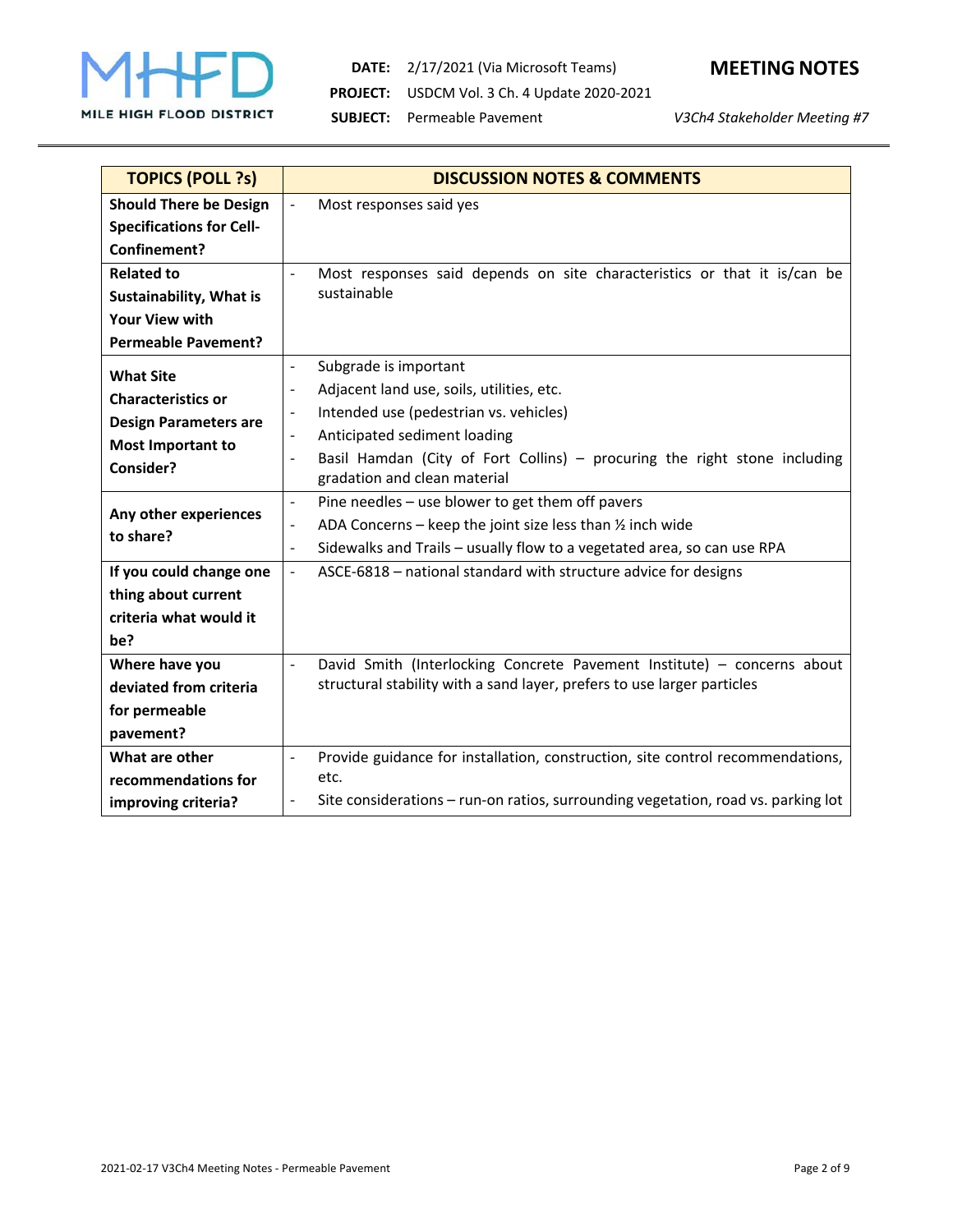| TOPICS (POLL ?s) | DISCUSSION NOTES & COMMENTS |
|---|---|
| **Should There be Design Specifications for Cell-Confinement?** | - Most responses said yes |
| **Related to Sustainability, What is Your View with Permeable Pavement?** | - Most responses said depends on site characteristics or that it is/can be sustainable |
| **What Site Characteristics or Design Parameters are Most Important to Consider?** | - Subgrade is important<br>- Adjacent land use, soils, utilities, etc.<br>- Intended use (pedestrian vs. vehicles)<br>- Anticipated sediment loading<br>- Basil Hamdan (City of Fort Collins) – procuring the right stone including gradation and clean material |
| **Any other experiences to share?** | - Pine needles – use blower to get them off pavers<br>- ADA Concerns – keep the joint size less than ½ inch wide<br>- Sidewalks and Trails – usually flow to a vegetated area, so can use RPA |
| **If you could change one thing about current criteria what would it be?** | - ASCE-6818 – national standard with structure advice for designs |
| **Where have you deviated from criteria for permeable pavement?** | - David Smith (Interlocking Concrete Pavement Institute) – concerns about structural stability with a sand layer, prefers to use larger particles |
| **What are other recommendations for improving criteria?** | - Provide guidance for installation, construction, site control recommendations, etc.<br>- Site considerations – run-on ratios, surrounding vegetation, road vs. parking lot |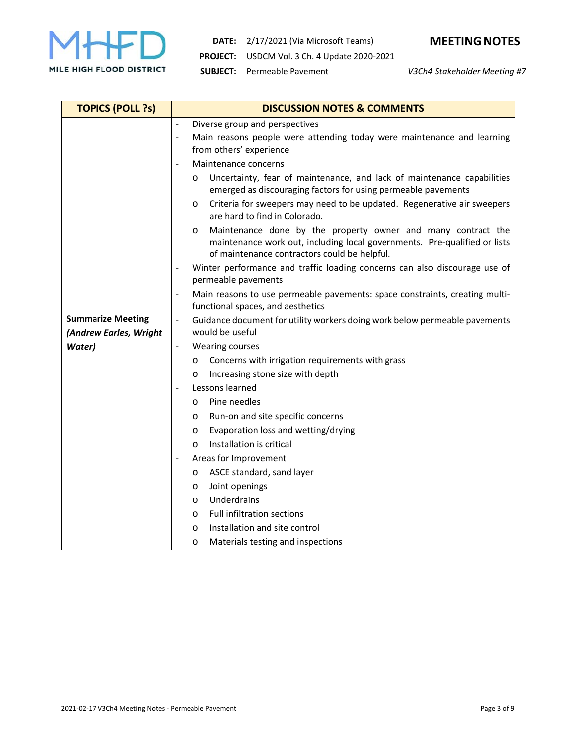| TOPICS (POLL ?s) | DISCUSSION NOTES & COMMENTS |
|---|---|
| **Summarize Meeting** ***(Andrew Earles, Wright Water)*** | - Diverse group and perspectives<br>- Main reasons people were attending today were maintenance and learning from others' experience<br>- Maintenance concerns<br>&nbsp;&nbsp;&nbsp;&nbsp;o Uncertainty, fear of maintenance, and lack of maintenance capabilities emerged as discouraging factors for using permeable pavements<br>&nbsp;&nbsp;&nbsp;&nbsp;o Criteria for sweepers may need to be updated. Regenerative air sweepers are hard to find in Colorado.<br>&nbsp;&nbsp;&nbsp;&nbsp;o Maintenance done by the property owner and many contract the maintenance work out, including local governments. Pre-qualified or lists of maintenance contractors could be helpful.<br>- Winter performance and traffic loading concerns can also discourage use of permeable pavements<br>- Main reasons to use permeable pavements: space constraints, creating multi-functional spaces, and aesthetics<br>- Guidance document for utility workers doing work below permeable pavements would be useful<br>- Wearing courses<br>&nbsp;&nbsp;&nbsp;&nbsp;o Concerns with irrigation requirements with grass<br>&nbsp;&nbsp;&nbsp;&nbsp;o Increasing stone size with depth<br>- Lessons learned<br>&nbsp;&nbsp;&nbsp;&nbsp;o Pine needles<br>&nbsp;&nbsp;&nbsp;&nbsp;o Run-on and site specific concerns<br>&nbsp;&nbsp;&nbsp;&nbsp;o Evaporation loss and wetting/drying<br>&nbsp;&nbsp;&nbsp;&nbsp;o Installation is critical<br>- Areas for Improvement<br>&nbsp;&nbsp;&nbsp;&nbsp;o ASCE standard, sand layer<br>&nbsp;&nbsp;&nbsp;&nbsp;o Joint openings<br>&nbsp;&nbsp;&nbsp;&nbsp;o Underdrains<br>&nbsp;&nbsp;&nbsp;&nbsp;o Full infiltration sections<br>&nbsp;&nbsp;&nbsp;&nbsp;o Installation and site control<br>&nbsp;&nbsp;&nbsp;&nbsp;o Materials testing and inspections |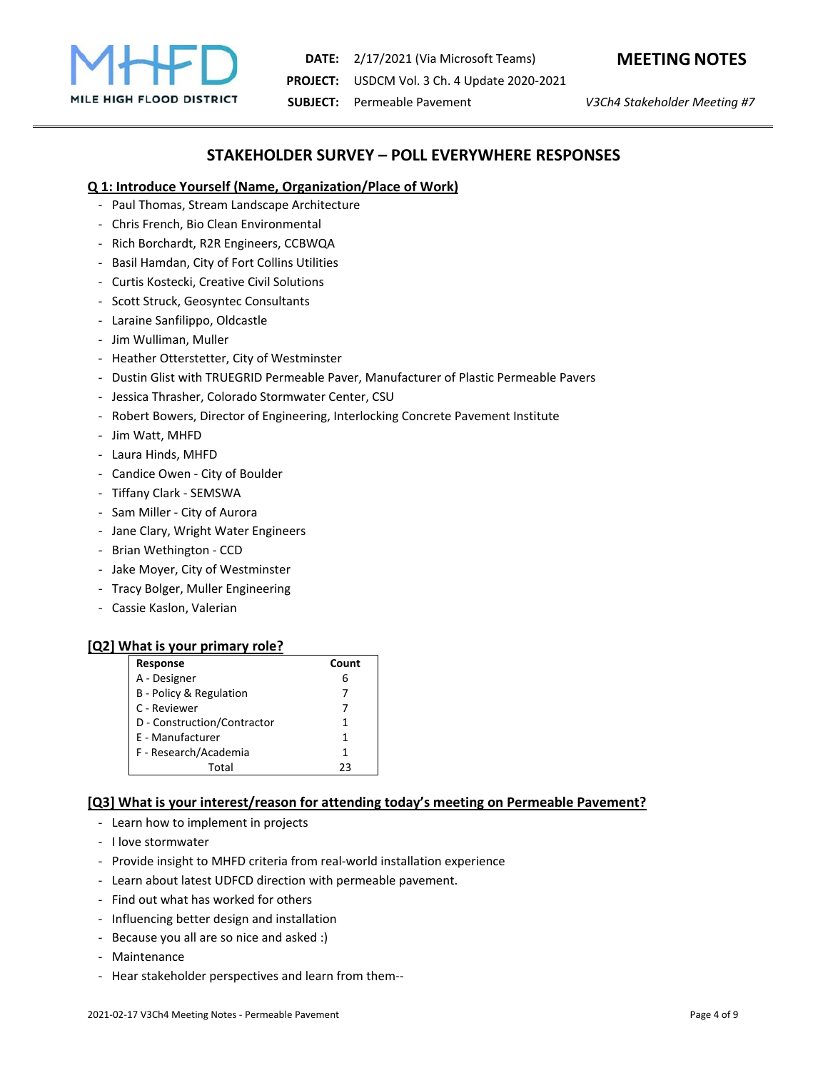# STAKEHOLDER SURVEY – POLL EVERYWHERE RESPONSES

## Q 1: Introduce Yourself (Name, Organization/Place of Work)

- Paul Thomas, Stream Landscape Architecture
- Chris French, Bio Clean Environmental
- Rich Borchardt, R2R Engineers, CCBWQA
- Basil Hamdan, City of Fort Collins Utilities
- Curtis Kostecki, Creative Civil Solutions
- Scott Struck, Geosyntec Consultants
- Laraine Sanfilippo, Oldcastle
- Jim Wulliman, Muller
- Heather Otterstetter, City of Westminster
- Dustin Glist with TRUEGRID Permeable Paver, Manufacturer of Plastic Permeable Pavers
- Jessica Thrasher, Colorado Stormwater Center, CSU
- Robert Bowers, Director of Engineering, Interlocking Concrete Pavement Institute
- Jim Watt, MHFD
- Laura Hinds, MHFD
- Candice Owen - City of Boulder
- Tiffany Clark - SEMSWA
- Sam Miller - City of Aurora
- Jane Clary, Wright Water Engineers
- Brian Wethington - CCD
- Jake Moyer, City of Westminster
- Tracy Bolger, Muller Engineering
- Cassie Kaslon, Valerian

## [Q2] What is your primary role?

| Response | Count |
|---|---|
| A - Designer | 6 |
| B - Policy & Regulation | 7 |
| C - Reviewer | 7 |
| D - Construction/Contractor | 1 |
| E - Manufacturer | 1 |
| F - Research/Academia | 1 |
| Total | 23 |

## [Q3] What is your interest/reason for attending today's meeting on Permeable Pavement?

- Learn how to implement in projects
- I love stormwater
- Provide insight to MHFD criteria from real-world installation experience
- Learn about latest UDFCD direction with permeable pavement.
- Find out what has worked for others
- Influencing better design and installation
- Because you all are so nice and asked :)
- Maintenance
- Hear stakeholder perspectives and learn from them--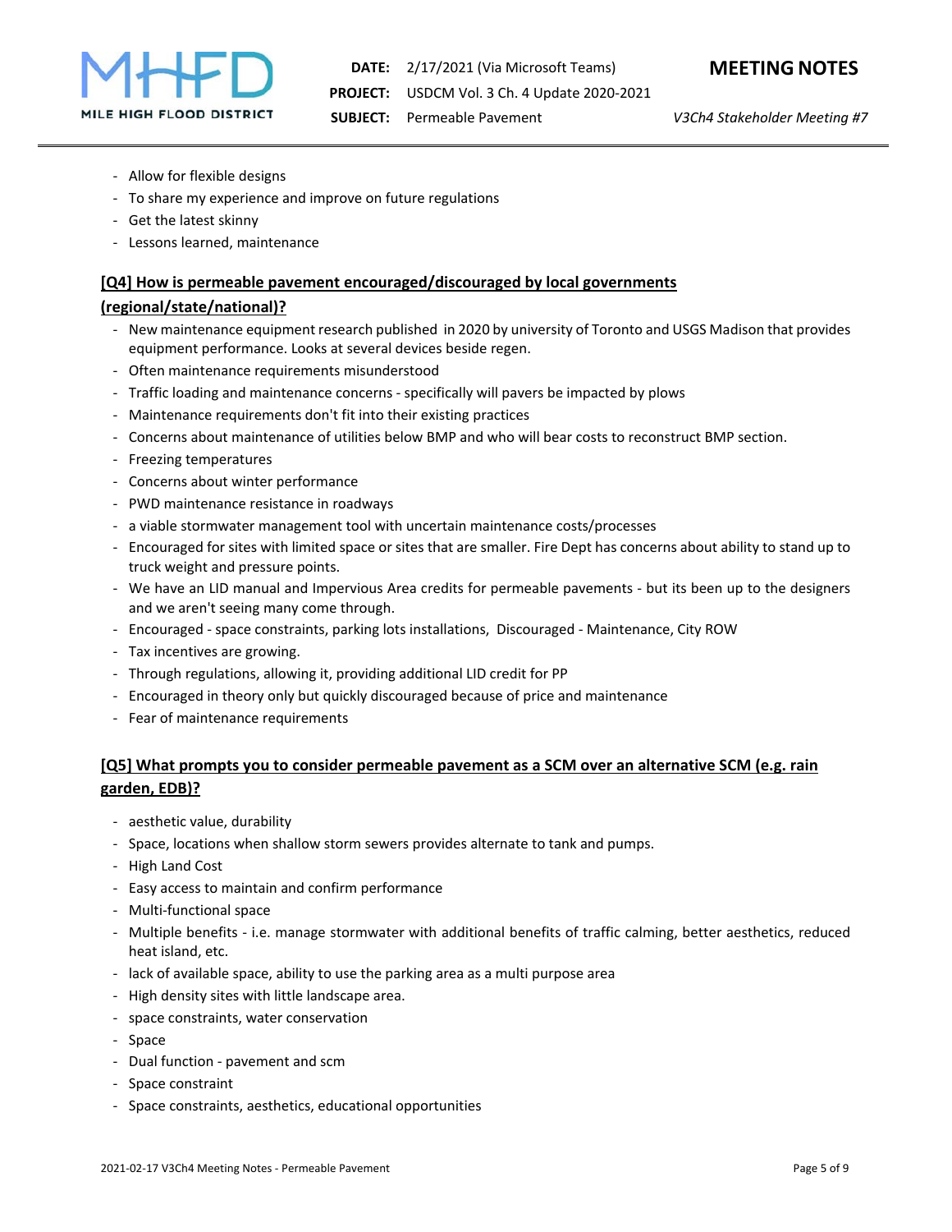- Allow for flexible designs
- To share my experience and improve on future regulations
- Get the latest skinny
- Lessons learned, maintenance

**[Q4] How is permeable pavement encouraged/discouraged by local governments (regional/state/national)?**

- New maintenance equipment research published in 2020 by university of Toronto and USGS Madison that provides equipment performance. Looks at several devices beside regen.
- Often maintenance requirements misunderstood
- Traffic loading and maintenance concerns - specifically will pavers be impacted by plows
- Maintenance requirements don't fit into their existing practices
- Concerns about maintenance of utilities below BMP and who will bear costs to reconstruct BMP section.
- Freezing temperatures
- Concerns about winter performance
- PWD maintenance resistance in roadways
- a viable stormwater management tool with uncertain maintenance costs/processes
- Encouraged for sites with limited space or sites that are smaller. Fire Dept has concerns about ability to stand up to truck weight and pressure points.
- We have an LID manual and Impervious Area credits for permeable pavements - but its been up to the designers and we aren't seeing many come through.
- Encouraged - space constraints, parking lots installations, Discouraged - Maintenance, City ROW
- Tax incentives are growing.
- Through regulations, allowing it, providing additional LID credit for PP
- Encouraged in theory only but quickly discouraged because of price and maintenance
- Fear of maintenance requirements

**[Q5] What prompts you to consider permeable pavement as a SCM over an alternative SCM (e.g. rain garden, EDB)?**

- aesthetic value, durability
- Space, locations when shallow storm sewers provides alternate to tank and pumps.
- High Land Cost
- Easy access to maintain and confirm performance
- Multi-functional space
- Multiple benefits - i.e. manage stormwater with additional benefits of traffic calming, better aesthetics, reduced heat island, etc.
- lack of available space, ability to use the parking area as a multi purpose area
- High density sites with little landscape area.
- space constraints, water conservation
- Space
- Dual function - pavement and scm
- Space constraint
- Space constraints, aesthetics, educational opportunities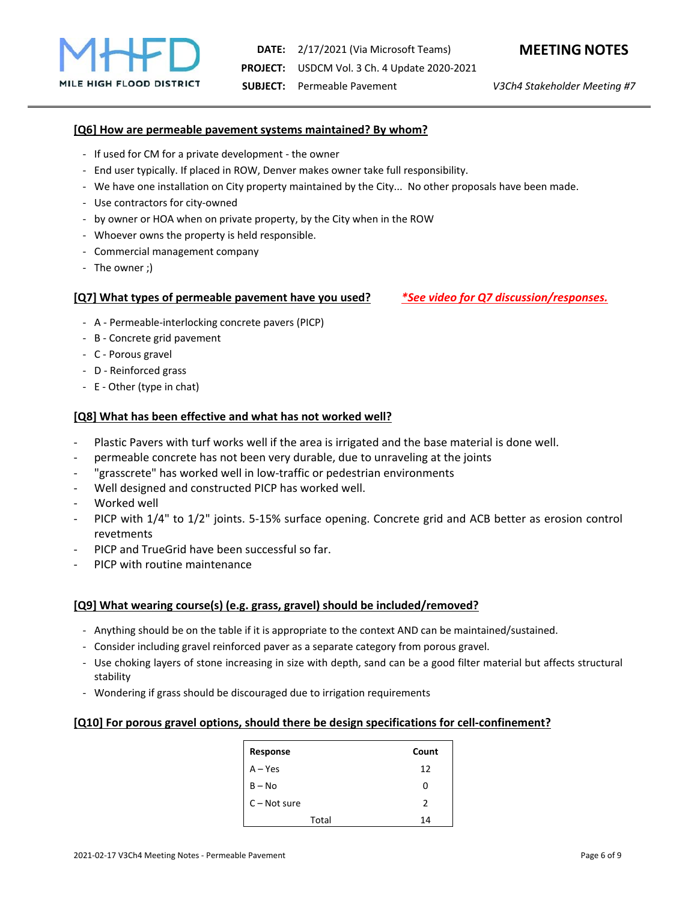### [Q6] How are permeable pavement systems maintained? By whom?

- If used for CM for a private development - the owner
- End user typically. If placed in ROW, Denver makes owner take full responsibility.
- We have one installation on City property maintained by the City... No other proposals have been made.
- Use contractors for city-owned
- by owner or HOA when on private property, by the City when in the ROW
- Whoever owns the property is held responsible.
- Commercial management company
- The owner ;)

### [Q7] What types of permeable pavement have you used? *\*See video for Q7 discussion/responses.*

- A - Permeable-interlocking concrete pavers (PICP)
- B - Concrete grid pavement
- C - Porous gravel
- D - Reinforced grass
- E - Other (type in chat)

### [Q8] What has been effective and what has not worked well?

- Plastic Pavers with turf works well if the area is irrigated and the base material is done well.
- permeable concrete has not been very durable, due to unraveling at the joints
- "grasscrete" has worked well in low-traffic or pedestrian environments
- Well designed and constructed PICP has worked well.
- Worked well
- PICP with 1/4" to 1/2" joints. 5-15% surface opening. Concrete grid and ACB better as erosion control revetments
- PICP and TrueGrid have been successful so far.
- PICP with routine maintenance

### [Q9] What wearing course(s) (e.g. grass, gravel) should be included/removed?

- Anything should be on the table if it is appropriate to the context AND can be maintained/sustained.
- Consider including gravel reinforced paver as a separate category from porous gravel.
- Use choking layers of stone increasing in size with depth, sand can be a good filter material but affects structural stability
- Wondering if grass should be discouraged due to irrigation requirements

### [Q10] For porous gravel options, should there be design specifications for cell-confinement?

| Response | Count |
|---|---|
| A – Yes | 12 |
| B – No | 0 |
| C – Not sure | 2 |
| Total | 14 |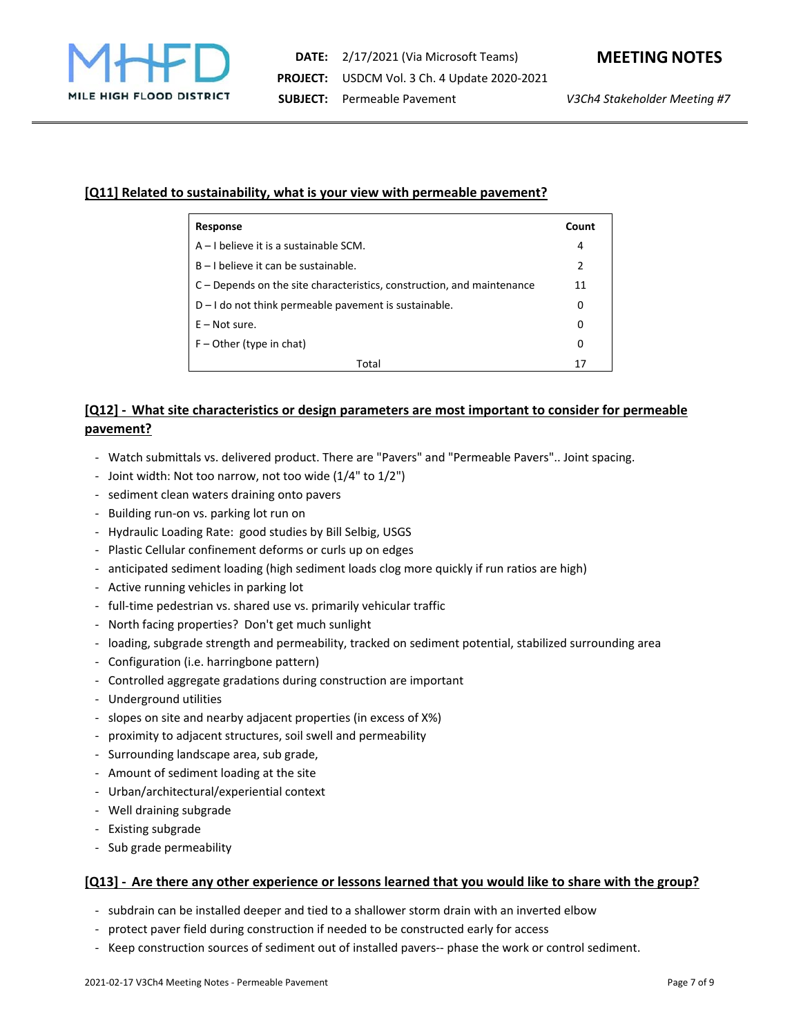**[Q11] Related to sustainability, what is your view with permeable pavement?**

| Response | Count |
|---|---|
| A – I believe it is a sustainable SCM. | 4 |
| B – I believe it can be sustainable. | 2 |
| C – Depends on the site characteristics, construction, and maintenance | 11 |
| D – I do not think permeable pavement is sustainable. | 0 |
| E – Not sure. | 0 |
| F – Other (type in chat) | 0 |
| Total | 17 |

**[Q12] - What site characteristics or design parameters are most important to consider for permeable pavement?**

- Watch submittals vs. delivered product. There are "Pavers" and "Permeable Pavers".. Joint spacing.
- Joint width: Not too narrow, not too wide (1/4" to 1/2")
- sediment clean waters draining onto pavers
- Building run-on vs. parking lot run on
- Hydraulic Loading Rate: good studies by Bill Selbig, USGS
- Plastic Cellular confinement deforms or curls up on edges
- anticipated sediment loading (high sediment loads clog more quickly if run ratios are high)
- Active running vehicles in parking lot
- full-time pedestrian vs. shared use vs. primarily vehicular traffic
- North facing properties? Don't get much sunlight
- loading, subgrade strength and permeability, tracked on sediment potential, stabilized surrounding area
- Configuration (i.e. harringbone pattern)
- Controlled aggregate gradations during construction are important
- Underground utilities
- slopes on site and nearby adjacent properties (in excess of X%)
- proximity to adjacent structures, soil swell and permeability
- Surrounding landscape area, sub grade,
- Amount of sediment loading at the site
- Urban/architectural/experiential context
- Well draining subgrade
- Existing subgrade
- Sub grade permeability

**[Q13] - Are there any other experience or lessons learned that you would like to share with the group?**

- subdrain can be installed deeper and tied to a shallower storm drain with an inverted elbow
- protect paver field during construction if needed to be constructed early for access
- Keep construction sources of sediment out of installed pavers-- phase the work or control sediment.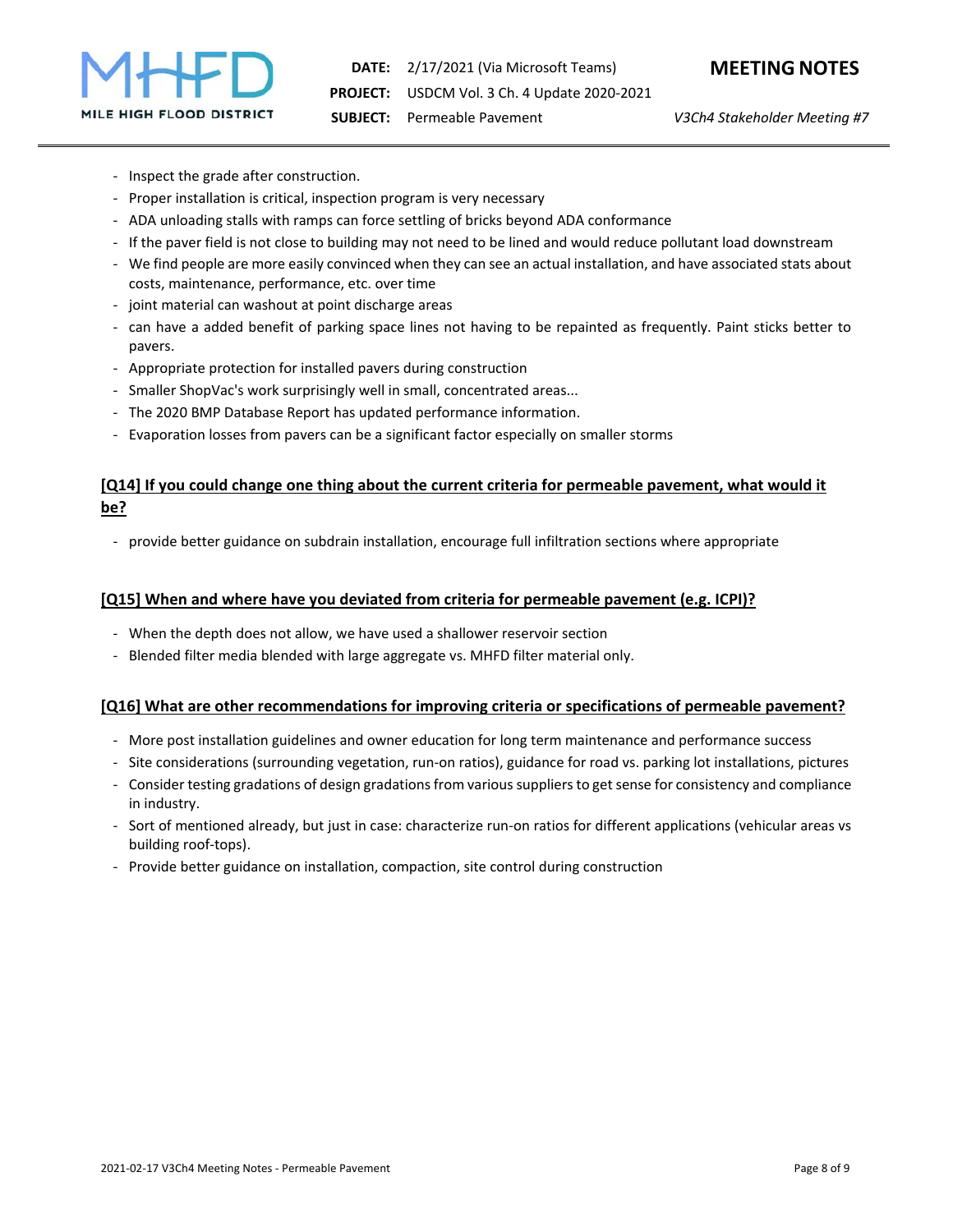- Inspect the grade after construction.
- Proper installation is critical, inspection program is very necessary
- ADA unloading stalls with ramps can force settling of bricks beyond ADA conformance
- If the paver field is not close to building may not need to be lined and would reduce pollutant load downstream
- We find people are more easily convinced when they can see an actual installation, and have associated stats about costs, maintenance, performance, etc. over time
- joint material can washout at point discharge areas
- can have a added benefit of parking space lines not having to be repainted as frequently. Paint sticks better to pavers.
- Appropriate protection for installed pavers during construction
- Smaller ShopVac's work surprisingly well in small, concentrated areas...
- The 2020 BMP Database Report has updated performance information.
- Evaporation losses from pavers can be a significant factor especially on smaller storms

### [Q14] If you could change one thing about the current criteria for permeable pavement, what would it be?

- provide better guidance on subdrain installation, encourage full infiltration sections where appropriate

### [Q15] When and where have you deviated from criteria for permeable pavement (e.g. ICPI)?

- When the depth does not allow, we have used a shallower reservoir section
- Blended filter media blended with large aggregate vs. MHFD filter material only.

### [Q16] What are other recommendations for improving criteria or specifications of permeable pavement?

- More post installation guidelines and owner education for long term maintenance and performance success
- Site considerations (surrounding vegetation, run-on ratios), guidance for road vs. parking lot installations, pictures
- Consider testing gradations of design gradations from various suppliers to get sense for consistency and compliance in industry.
- Sort of mentioned already, but just in case: characterize run-on ratios for different applications (vehicular areas vs building roof-tops).
- Provide better guidance on installation, compaction, site control during construction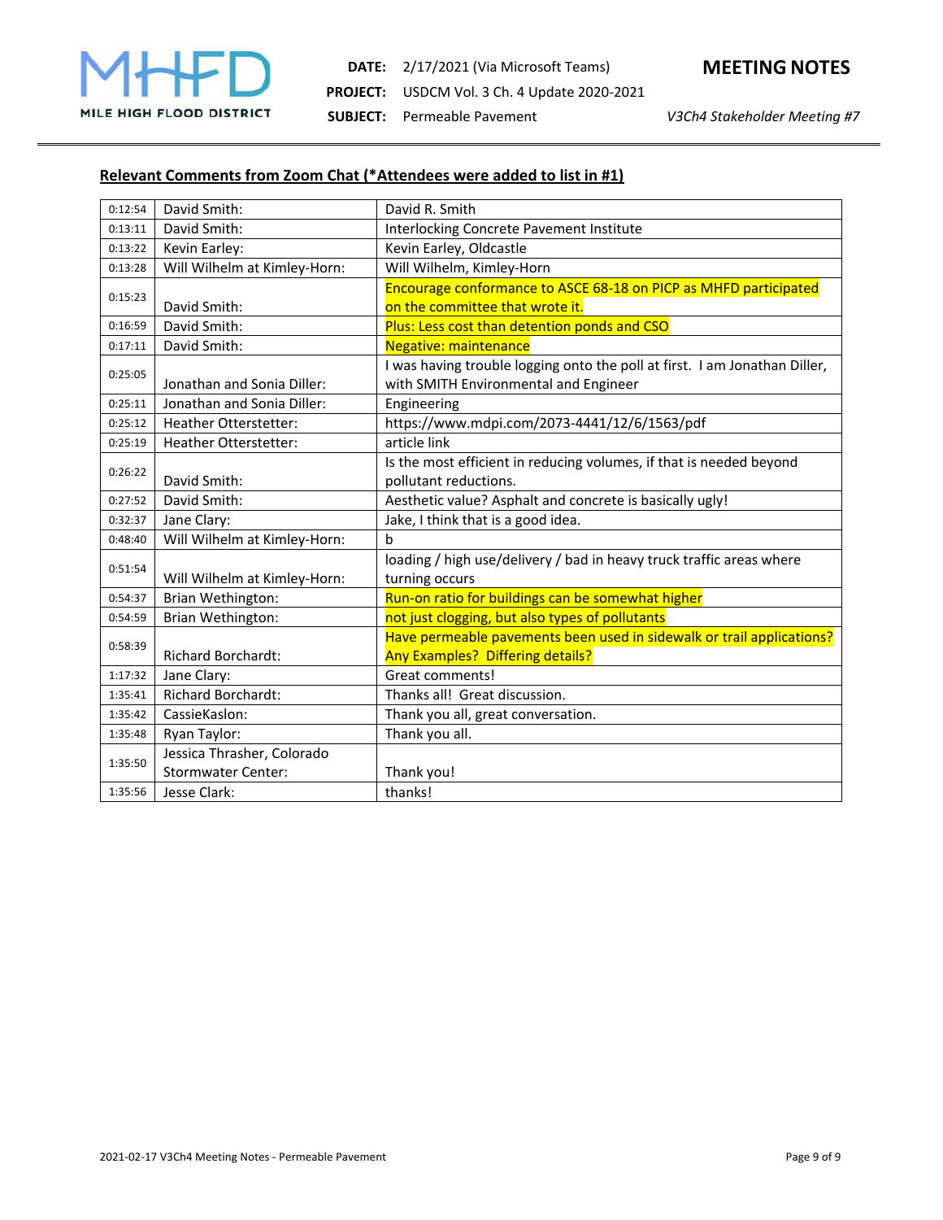**DATE:** 2/17/2021 (Via Microsoft Teams)
**PROJECT:** USDCM Vol. 3 Ch. 4 Update 2020-2021
**SUBJECT:** Permeable Pavement

**MEETING NOTES**

*V3Ch4 Stakeholder Meeting #7*

## Relevant Comments from Zoom Chat (*Attendees were added to list in #1)

| | | |
|---|---|---|
| 0:12:54 | David Smith: | David R. Smith |
| 0:13:11 | David Smith: | Interlocking Concrete Pavement Institute |
| 0:13:22 | Kevin Earley: | Kevin Earley, Oldcastle |
| 0:13:28 | Will Wilhelm at Kimley-Horn: | Will Wilhelm, Kimley-Horn |
| 0:15:23 | David Smith: | Encourage conformance to ASCE 68-18 on PICP as MHFD participated on the committee that wrote it. |
| 0:16:59 | David Smith: | Plus: Less cost than detention ponds and CSO |
| 0:17:11 | David Smith: | Negative: maintenance |
| 0:25:05 | Jonathan and Sonia Diller: | I was having trouble logging onto the poll at first. I am Jonathan Diller, with SMITH Environmental and Engineer |
| 0:25:11 | Jonathan and Sonia Diller: | Engineering |
| 0:25:12 | Heather Otterstetter: | https://www.mdpi.com/2073-4441/12/6/1563/pdf |
| 0:25:19 | Heather Otterstetter: | article link |
| 0:26:22 | David Smith: | Is the most efficient in reducing volumes, if that is needed beyond pollutant reductions. |
| 0:27:52 | David Smith: | Aesthetic value? Asphalt and concrete is basically ugly! |
| 0:32:37 | Jane Clary: | Jake, I think that is a good idea. |
| 0:48:40 | Will Wilhelm at Kimley-Horn: | b |
| 0:51:54 | Will Wilhelm at Kimley-Horn: | loading / high use/delivery / bad in heavy truck traffic areas where turning occurs |
| 0:54:37 | Brian Wethington: | Run-on ratio for buildings can be somewhat higher |
| 0:54:59 | Brian Wethington: | not just clogging, but also types of pollutants |
| 0:58:39 | Richard Borchardt: | Have permeable pavements been used in sidewalk or trail applications? Any Examples? Differing details? |
| 1:17:32 | Jane Clary: | Great comments! |
| 1:35:41 | Richard Borchardt: | Thanks all! Great discussion. |
| 1:35:42 | CassieKaslon: | Thank you all, great conversation. |
| 1:35:48 | Ryan Taylor: | Thank you all. |
| 1:35:50 | Jessica Thrasher, Colorado Stormwater Center: | Thank you! |
| 1:35:56 | Jesse Clark: | thanks! |